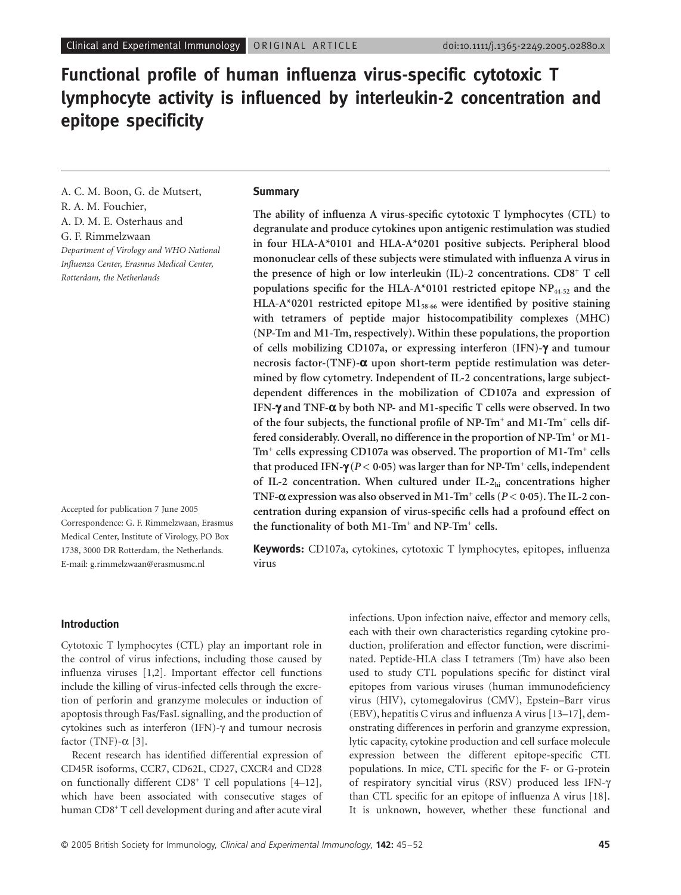# Functional profile of human influenza virus-specific cytotoxic T lymphocyte activity is influenced by interleukin-2 concentration and epitope specificity

A. C. M. Boon, G. de Mutsert, R. A. M. Fouchier, A. D. M. E. Osterhaus and G. F. Rimmelzwaan

*Department of Virology and WHO National Influenza Center, Erasmus Medical Center, Rotterdam, the Netherlands*

Accepted for publication 7 June 2005
Correspondence: G. F. Rimmelzwaan, Erasmus Medical Center, Institute of Virology, PO Box 1738, 3000 DR Rotterdam, the Netherlands.
E-mail: g.rimmelzwaan@erasmusmc.nl

## Summary

**The ability of influenza A virus-specific cytotoxic T lymphocytes (CTL) to degranulate and produce cytokines upon antigenic restimulation was studied in four HLA-A*0101 and HLA-A*0201 positive subjects. Peripheral blood mononuclear cells of these subjects were stimulated with influenza A virus in the presence of high or low interleukin (IL)-2 concentrations. CD8$^+$ T cell populations specific for the HLA-A*0101 restricted epitope $NP_{44-52}$ and the HLA-A*0201 restricted epitope $M1_{58-66}$ were identified by positive staining with tetramers of peptide major histocompatibility complexes (MHC) (NP-Tm and M1-Tm, respectively). Within these populations, the proportion of cells mobilizing CD107a, or expressing interferon (IFN)-γ and tumour necrosis factor-(TNF)-α upon short-term peptide restimulation was determined by flow cytometry. Independent of IL-2 concentrations, large subject-dependent differences in the mobilization of CD107a and expression of IFN-γ and TNF-α by both NP- and M1-specific T cells were observed. In two of the four subjects, the functional profile of NP-Tm$^+$ and M1-Tm$^+$ cells differed considerably. Overall, no difference in the proportion of NP-Tm$^+$ or M1-Tm$^+$ cells expressing CD107a was observed. The proportion of M1-Tm$^+$ cells that produced IFN-γ ($P < 0{\cdot}05$) was larger than for NP-Tm$^+$ cells, independent of IL-2 concentration. When cultured under IL-$2_{hi}$ concentrations higher TNF-α expression was also observed in M1-Tm$^+$ cells ($P < 0{\cdot}05$). The IL-2 concentration during expansion of virus-specific cells had a profound effect on the functionality of both M1-Tm$^+$ and NP-Tm$^+$ cells.**

**Keywords:** CD107a, cytokines, cytotoxic T lymphocytes, epitopes, influenza virus

## Introduction

Cytotoxic T lymphocytes (CTL) play an important role in the control of virus infections, including those caused by influenza viruses [1,2]. Important effector cell functions include the killing of virus-infected cells through the excretion of perforin and granzyme molecules or induction of apoptosis through Fas/FasL signalling, and the production of cytokines such as interferon (IFN)-γ and tumour necrosis factor (TNF)-α [3].

Recent research has identified differential expression of CD45R isoforms, CCR7, CD62L, CD27, CXCR4 and CD28 on functionally different CD8$^+$ T cell populations [4–12], which have been associated with consecutive stages of human CD8$^+$ T cell development during and after acute viral infections. Upon infection naive, effector and memory cells, each with their own characteristics regarding cytokine production, proliferation and effector function, were discriminated. Peptide-HLA class I tetramers (Tm) have also been used to study CTL populations specific for distinct viral epitopes from various viruses (human immunodeficiency virus (HIV), cytomegalovirus (CMV), Epstein–Barr virus (EBV), hepatitis C virus and influenza A virus [13–17], demonstrating differences in perforin and granzyme expression, lytic capacity, cytokine production and cell surface molecule expression between the different epitope-specific CTL populations. In mice, CTL specific for the F- or G-protein of respiratory syncitial virus (RSV) produced less IFN-γ than CTL specific for an epitope of influenza A virus [18]. It is unknown, however, whether these functional and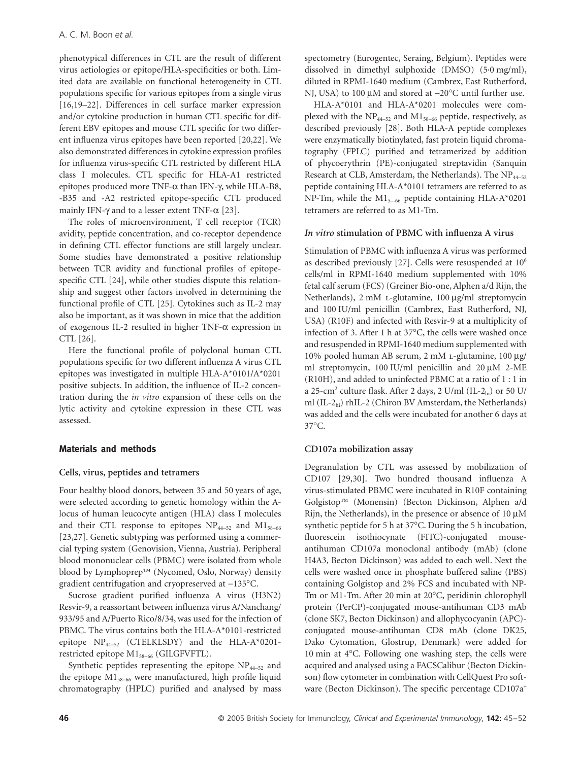phenotypical differences in CTL are the result of different virus aetiologies or epitope/HLA-specificities or both. Limited data are available on functional heterogeneity in CTL populations specific for various epitopes from a single virus [16,19–22]. Differences in cell surface marker expression and/or cytokine production in human CTL specific for different EBV epitopes and mouse CTL specific for two different influenza virus epitopes have been reported [20,22]. We also demonstrated differences in cytokine expression profiles for influenza virus-specific CTL restricted by different HLA class I molecules. CTL specific for HLA-A1 restricted epitopes produced more TNF-α than IFN-γ, while HLA-B8, -B35 and -A2 restricted epitope-specific CTL produced mainly IFN-γ and to a lesser extent TNF-α [23].

The roles of microenvironment, T cell receptor (TCR) avidity, peptide concentration, and co-receptor dependence in defining CTL effector functions are still largely unclear. Some studies have demonstrated a positive relationship between TCR avidity and functional profiles of epitope-specific CTL [24], while other studies dispute this relationship and suggest other factors involved in determining the functional profile of CTL [25]. Cytokines such as IL-2 may also be important, as it was shown in mice that the addition of exogenous IL-2 resulted in higher TNF-α expression in CTL [26].

Here the functional profile of polyclonal human CTL populations specific for two different influenza A virus CTL epitopes was investigated in multiple HLA-A*0101/A*0201 positive subjects. In addition, the influence of IL-2 concentration during the *in vitro* expansion of these cells on the lytic activity and cytokine expression in these CTL was assessed.

## Materials and methods

### Cells, virus, peptides and tetramers

Four healthy blood donors, between 35 and 50 years of age, were selected according to genetic homology within the A-locus of human leucocyte antigen (HLA) class I molecules and their CTL response to epitopes $NP_{44-52}$ and $M1_{58-66}$ [23,27]. Genetic subtyping was performed using a commercial typing system (Genovision, Vienna, Austria). Peripheral blood mononuclear cells (PBMC) were isolated from whole blood by Lymphoprep™ (Nycomed, Oslo, Norway) density gradient centrifugation and cryopreserved at −135°C.

Sucrose gradient purified influenza A virus (H3N2) Resvir-9, a reassortant between influenza virus A/Nanchang/933/95 and A/Puerto Rico/8/34, was used for the infection of PBMC. The virus contains both the HLA-A*0101-restricted epitope $NP_{44-52}$ (CTELKLSDY) and the HLA-A*0201-restricted epitope $M1_{58-66}$ (GILGFVFTL).

Synthetic peptides representing the epitope $NP_{44-52}$ and the epitope $M1_{58-66}$ were manufactured, high profile liquid chromatography (HPLC) purified and analysed by mass spectometry (Eurogentec, Seraing, Belgium). Peptides were dissolved in dimethyl sulphoxide (DMSO) (5·0 mg/ml), diluted in RPMI-1640 medium (Cambrex, East Rutherford, NJ, USA) to 100 μM and stored at −20°C until further use.

HLA-A*0101 and HLA-A*0201 molecules were complexed with the $NP_{44-52}$ and $M1_{58-66}$ peptide, respectively, as described previously [28]. Both HLA-A peptide complexes were enzymatically biotinylated, fast protein liquid chromatography (FPLC) purified and tetramerized by addition of phycoerythrin (PE)-conjugated streptavidin (Sanquin Research at CLB, Amsterdam, the Netherlands). The $NP_{44-52}$ peptide containing HLA-A*0101 tetramers are referred to as NP-Tm, while the $M1_{5-66}$ peptide containing HLA-A*0201 tetramers are referred to as M1-Tm.

### *In vitro* stimulation of PBMC with influenza A virus

Stimulation of PBMC with influenza A virus was performed as described previously [27]. Cells were resuspended at $10^6$ cells/ml in RPMI-1640 medium supplemented with 10% fetal calf serum (FCS) (Greiner Bio-one, Alphen a/d Rijn, the Netherlands), 2 mM L-glutamine, 100 μg/ml streptomycin and 100 IU/ml penicillin (Cambrex, East Rutherford, NJ, USA) (R10F) and infected with Resvir-9 at a multiplicity of infection of 3. After 1 h at 37°C, the cells were washed once and resuspended in RPMI-1640 medium supplemented with 10% pooled human AB serum, 2 mM L-glutamine, 100 μg/ml streptomycin, 100 IU/ml penicillin and 20 μM 2-ME (R10H), and added to uninfected PBMC at a ratio of 1 : 1 in a 25-cm$^2$ culture flask. After 2 days, 2 U/ml ($IL\text{-}2_{lo}$) or 50 U/ml ($IL\text{-}2_{hi}$) rhIL-2 (Chiron BV Amsterdam, the Netherlands) was added and the cells were incubated for another 6 days at 37°C.

### CD107a mobilization assay

Degranulation by CTL was assessed by mobilization of CD107 [29,30]. Two hundred thousand influenza A virus-stimulated PBMC were incubated in R10F containing Golgistop™ (Monensin) (Becton Dickinson, Alphen a/d Rijn, the Netherlands), in the presence or absence of 10 μM synthetic peptide for 5 h at 37°C. During the 5 h incubation, fluorescein isothiocynate (FITC)-conjugated mouse-antihuman CD107a monoclonal antibody (mAb) (clone H4A3, Becton Dickinson) was added to each well. Next the cells were washed once in phosphate buffered saline (PBS) containing Golgistop and 2% FCS and incubated with NP-Tm or M1-Tm. After 20 min at 20°C, peridinin chlorophyll protein (PerCP)-conjugated mouse-antihuman CD3 mAb (clone SK7, Becton Dickinson) and allophycocyanin (APC)-conjugated mouse-antihuman CD8 mAb (clone DK25, Dako Cytomation, Glostrup, Denmark) were added for 10 min at 4°C. Following one washing step, the cells were acquired and analysed using a FACSCalibur (Becton Dickinson) flow cytometer in combination with CellQuest Pro software (Becton Dickinson). The specific percentage CD107a$^+$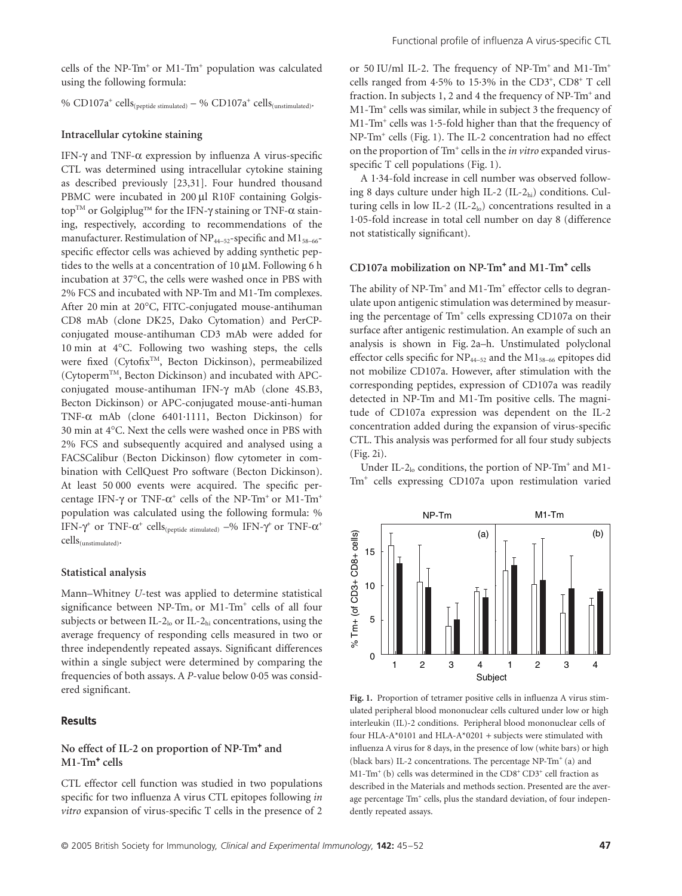cells of the NP-Tm$^+$ or M1-Tm$^+$ population was calculated using the following formula:

% CD107a$^+$ cells$_{(peptide\ stimulated)}$ – % CD107a$^+$ cells$_{(unstimulated)}$.

### Intracellular cytokine staining

IFN-γ and TNF-α expression by influenza A virus-specific CTL was determined using intracellular cytokine staining as described previously [23,31]. Four hundred thousand PBMC were incubated in 200 μl R10F containing Golgistop™ or Golgiplug™ for the IFN-γ staining or TNF-α staining, respectively, according to recommendations of the manufacturer. Restimulation of $NP_{44–52}$-specific and $M1_{58–66}$-specific effector cells was achieved by adding synthetic peptides to the wells at a concentration of 10 μM. Following 6 h incubation at 37°C, the cells were washed once in PBS with 2% FCS and incubated with NP-Tm and M1-Tm complexes. After 20 min at 20°C, FITC-conjugated mouse-antihuman CD8 mAb (clone DK25, Dako Cytomation) and PerCP-conjugated mouse-antihuman CD3 mAb were added for 10 min at 4°C. Following two washing steps, the cells were fixed (Cytofix™, Becton Dickinson), permeabilized (Cytoperm™, Becton Dickinson) and incubated with APC-conjugated mouse-antihuman IFN-γ mAb (clone 4S.B3, Becton Dickinson) or APC-conjugated mouse-anti-human TNF-α mAb (clone 6401·1111, Becton Dickinson) for 30 min at 4°C. Next the cells were washed once in PBS with 2% FCS and subsequently acquired and analysed using a FACSCalibur (Becton Dickinson) flow cytometer in combination with CellQuest Pro software (Becton Dickinson). At least 50 000 events were acquired. The specific percentage IFN-γ or TNF-α$^+$ cells of the NP-Tm$^+$ or M1-Tm$^+$ population was calculated using the following formula: % IFN-γ$^+$ or TNF-α$^+$ cells$_{(peptide\ stimulated)}$ –% IFN-γ$^+$ or TNF-α$^+$ cells$_{(unstimulated)}$.

### Statistical analysis

Mann–Whitney *U*-test was applied to determine statistical significance between NP-Tm$_+$ or M1-Tm$^+$ cells of all four subjects or between IL-$2_{lo}$ or IL-$2_{hi}$ concentrations, using the average frequency of responding cells measured in two or three independently repeated assays. Significant differences within a single subject were determined by comparing the frequencies of both assays. A *P*-value below 0·05 was considered significant.

## Results

### No effect of IL-2 on proportion of NP-Tm$^+$ and M1-Tm$^+$ cells

CTL effector cell function was studied in two populations specific for two influenza A virus CTL epitopes following *in vitro* expansion of virus-specific T cells in the presence of 2 or 50 IU/ml IL-2. The frequency of NP-Tm$^+$ and M1-Tm$^+$ cells ranged from 4·5% to 15·3% in the CD3$^+$, CD8$^+$ T cell fraction. In subjects 1, 2 and 4 the frequency of NP-Tm$^+$ and M1-Tm$^+$ cells was similar, while in subject 3 the frequency of M1-Tm$^+$ cells was 1·5-fold higher than that the frequency of NP-Tm$^+$ cells (Fig. 1). The IL-2 concentration had no effect on the proportion of Tm$^+$ cells in the *in vitro* expanded virus-specific T cell populations (Fig. 1).

A 1·34-fold increase in cell number was observed following 8 days culture under high IL-2 (IL-$2_{hi}$) conditions. Culturing cells in low IL-2 (IL-$2_{lo}$) concentrations resulted in a 1·05-fold increase in total cell number on day 8 (difference not statistically significant).

### CD107a mobilization on NP-Tm$^+$ and M1-Tm$^+$ cells

The ability of NP-Tm$^+$ and M1-Tm$^+$ effector cells to degranulate upon antigenic stimulation was determined by measuring the percentage of Tm$^+$ cells expressing CD107a on their surface after antigenic restimulation. An example of such an analysis is shown in Fig. 2a–h. Unstimulated polyclonal effector cells specific for $NP_{44–52}$ and the $M1_{58–66}$ epitopes did not mobilize CD107a. However, after stimulation with the corresponding peptides, expression of CD107a was readily detected in NP-Tm and M1-Tm positive cells. The magnitude of CD107a expression was dependent on the IL-2 concentration added during the expansion of virus-specific CTL. This analysis was performed for all four study subjects (Fig. 2i).

Under IL-$2_{lo}$ conditions, the portion of NP-Tm$^+$ and M1-Tm$^+$ cells expressing CD107a upon restimulation varied

**Fig. 1.** Proportion of tetramer positive cells in influenza A virus stimulated peripheral blood mononuclear cells cultured under low or high interleukin (IL)-2 conditions. Peripheral blood mononuclear cells of four HLA-A*0101 and HLA-A*0201 + subjects were stimulated with influenza A virus for 8 days, in the presence of low (white bars) or high (black bars) IL-2 concentrations. The percentage NP-Tm$^+$ (a) and M1-Tm$^+$ (b) cells was determined in the CD8$^+$ CD3$^+$ cell fraction as described in the Materials and methods section. Presented are the average percentage Tm$^+$ cells, plus the standard deviation, of four independently repeated assays.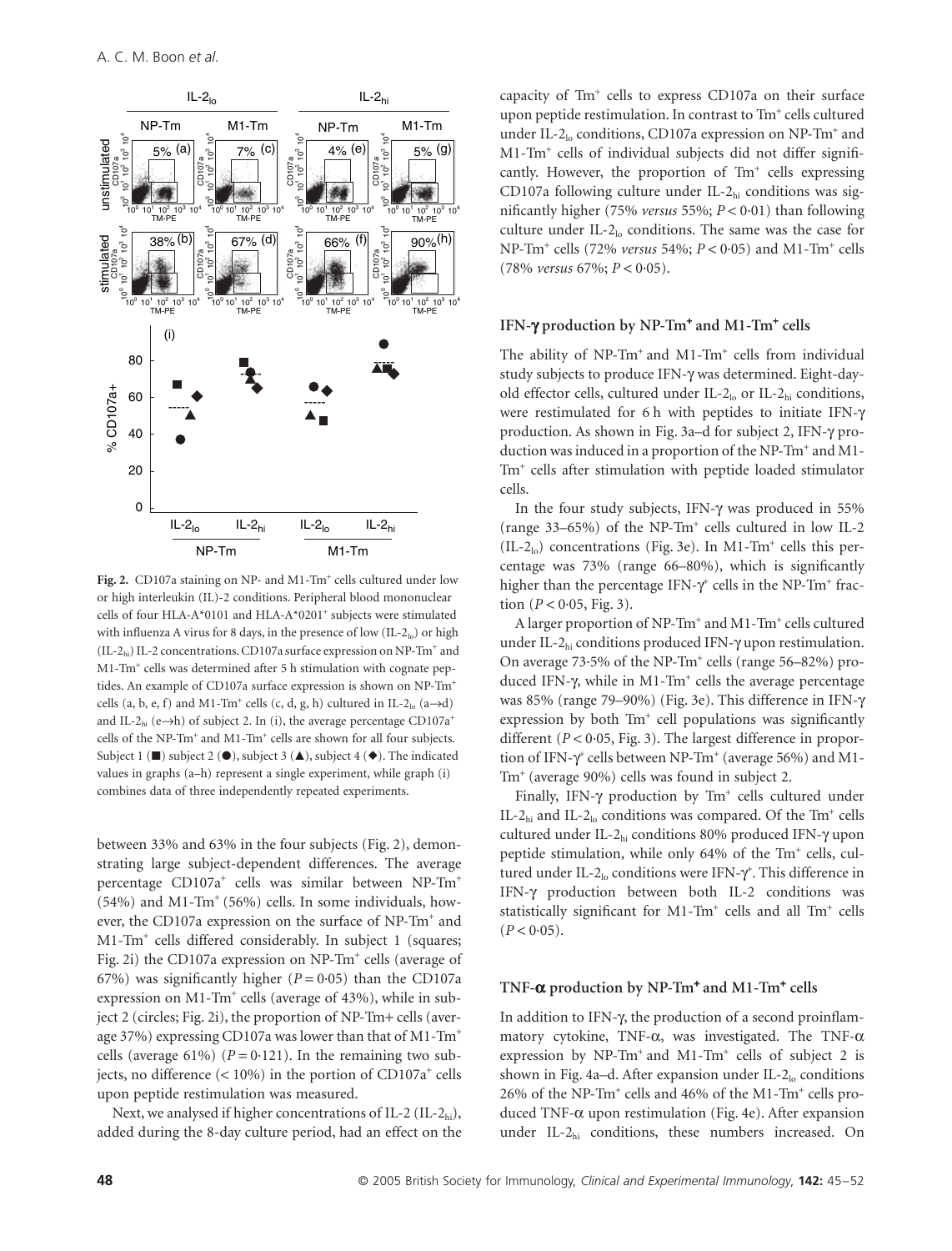Fig. 2. CD107a staining on NP- and M1-Tm+ cells cultured under low or high interleukin (IL)-2 conditions. Peripheral blood mononuclear cells of four HLA-A*0101 and HLA-A*0201+ subjects were stimulated with influenza A virus for 8 days, in the presence of low ($IL\text{-}2_{lo}$) or high ($IL\text{-}2_{hi}$) IL-2 concentrations. CD107a surface expression on NP-Tm+ and M1-Tm+ cells was determined after 5 h stimulation with cognate peptides. An example of CD107a surface expression is shown on NP-Tm+ cells (a, b, e, f) and M1-Tm+ cells (c, d, g, h) cultured in $IL\text{-}2_{lo}$ (a→d) and $IL\text{-}2_{hi}$ (e→h) of subject 2. In (i), the average percentage CD107a+ cells of the NP-Tm+ and M1-Tm+ cells are shown for all four subjects. Subject 1 (■) subject 2 (●), subject 3 (▲), subject 4 (◆). The indicated values in graphs (a–h) represent a single experiment, while graph (i) combines data of three independently repeated experiments.

between 33% and 63% in the four subjects (Fig. 2), demonstrating large subject-dependent differences. The average percentage CD107a+ cells was similar between NP-Tm+ (54%) and M1-Tm+ (56%) cells. In some individuals, however, the CD107a expression on the surface of NP-Tm+ and M1-Tm+ cells differed considerably. In subject 1 (squares; Fig. 2i) the CD107a expression on NP-Tm+ cells (average of 67%) was significantly higher ($P = 0{\cdot}05$) than the CD107a expression on M1-Tm+ cells (average of 43%), while in subject 2 (circles; Fig. 2i), the proportion of NP-Tm+ cells (average 37%) expressing CD107a was lower than that of M1-Tm+ cells (average 61%) ($P = 0{\cdot}121$). In the remaining two subjects, no difference (< 10%) in the portion of CD107a+ cells upon peptide restimulation was measured.

Next, we analysed if higher concentrations of IL-2 ($IL\text{-}2_{hi}$), added during the 8-day culture period, had an effect on the capacity of Tm+ cells to express CD107a on their surface upon peptide restimulation. In contrast to Tm+ cells cultured under $IL\text{-}2_{lo}$ conditions, CD107a expression on NP-Tm+ and M1-Tm+ cells of individual subjects did not differ significantly. However, the proportion of Tm+ cells expressing CD107a following culture under $IL\text{-}2_{hi}$ conditions was significantly higher (75% *versus* 55%; $P < 0{\cdot}01$) than following culture under $IL\text{-}2_{lo}$ conditions. The same was the case for NP-Tm+ cells (72% *versus* 54%; $P < 0{\cdot}05$) and M1-Tm+ cells (78% *versus* 67%; $P < 0{\cdot}05$).

### IFN-γ production by NP-Tm+ and M1-Tm+ cells

The ability of NP-Tm+ and M1-Tm+ cells from individual study subjects to produce IFN-γ was determined. Eight-day-old effector cells, cultured under $IL\text{-}2_{lo}$ or $IL\text{-}2_{hi}$ conditions, were restimulated for 6 h with peptides to initiate IFN-γ production. As shown in Fig. 3a–d for subject 2, IFN-γ production was induced in a proportion of the NP-Tm+ and M1-Tm+ cells after stimulation with peptide loaded stimulator cells.

In the four study subjects, IFN-γ was produced in 55% (range 33–65%) of the NP-Tm+ cells cultured in low IL-2 ($IL\text{-}2_{lo}$) concentrations (Fig. 3e). In M1-Tm+ cells this percentage was 73% (range 66–80%), which is significantly higher than the percentage IFN-γ+ cells in the NP-Tm+ fraction ($P < 0{\cdot}05$, Fig. 3).

A larger proportion of NP-Tm+ and M1-Tm+ cells cultured under $IL\text{-}2_{hi}$ conditions produced IFN-γ upon restimulation. On average 73·5% of the NP-Tm+ cells (range 56–82%) produced IFN-γ, while in M1-Tm+ cells the average percentage was 85% (range 79–90%) (Fig. 3e). This difference in IFN-γ expression by both Tm+ cell populations was significantly different ($P < 0{\cdot}05$, Fig. 3). The largest difference in proportion of IFN-γ+ cells between NP-Tm+ (average 56%) and M1-Tm+ (average 90%) cells was found in subject 2.

Finally, IFN-γ production by Tm+ cells cultured under $IL\text{-}2_{hi}$ and $IL\text{-}2_{lo}$ conditions was compared. Of the Tm+ cells cultured under $IL\text{-}2_{hi}$ conditions 80% produced IFN-γ upon peptide stimulation, while only 64% of the Tm+ cells, cultured under $IL\text{-}2_{lo}$ conditions were IFN-γ+. This difference in IFN-γ production between both IL-2 conditions was statistically significant for M1-Tm+ cells and all Tm+ cells ($P < 0{\cdot}05$).

### TNF-α production by NP-Tm+ and M1-Tm+ cells

In addition to IFN-γ, the production of a second proinflammatory cytokine, TNF-α, was investigated. The TNF-α expression by NP-Tm+ and M1-Tm+ cells of subject 2 is shown in Fig. 4a–d. After expansion under $IL\text{-}2_{lo}$ conditions 26% of the NP-Tm+ cells and 46% of the M1-Tm+ cells produced TNF-α upon restimulation (Fig. 4e). After expansion under $IL\text{-}2_{hi}$ conditions, these numbers increased. On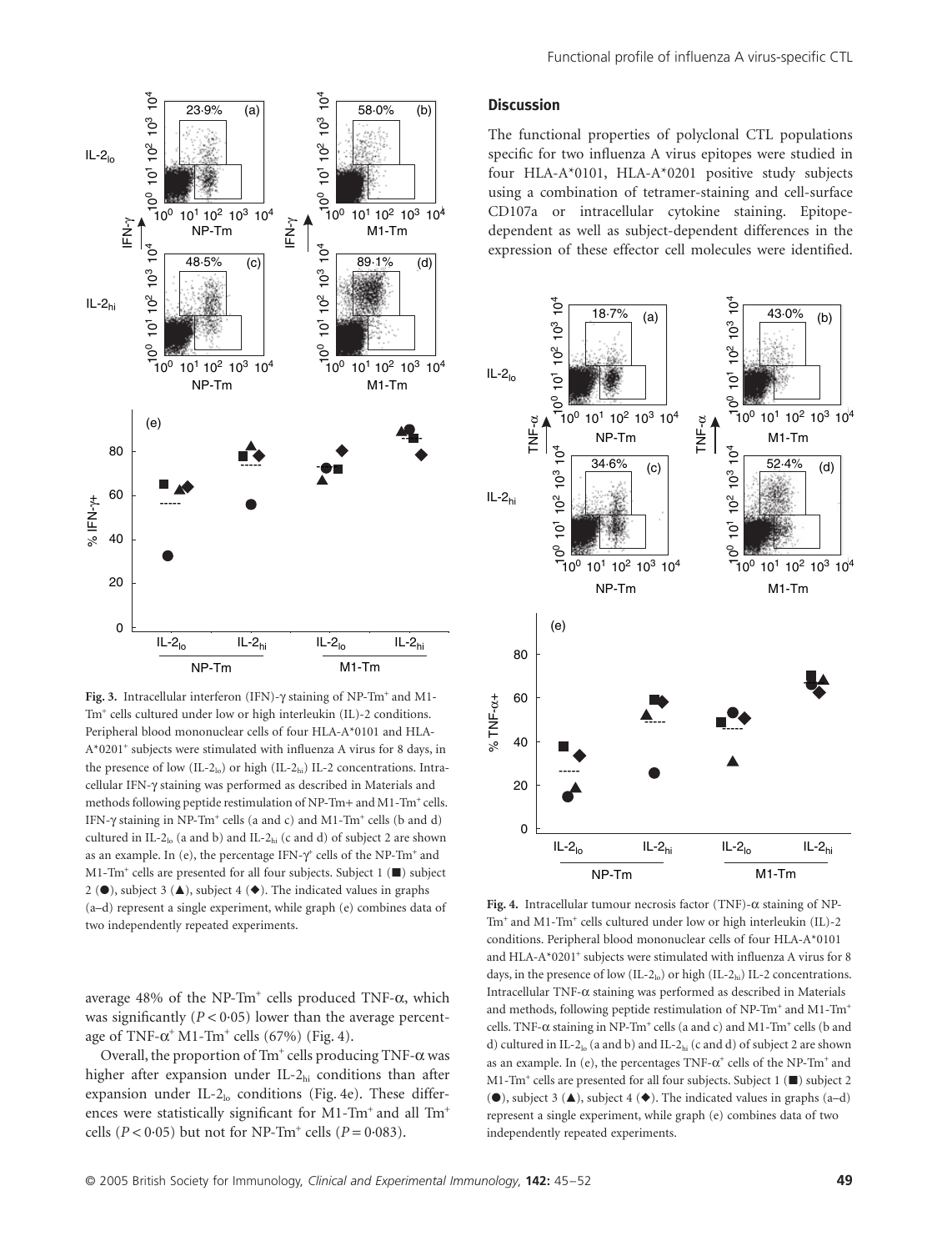**Fig. 3.** Intracellular interferon (IFN)-γ staining of NP-Tm[+] and M1-Tm[+] cells cultured under low or high interleukin (IL)-2 conditions. Peripheral blood mononuclear cells of four HLA-A*0101 and HLA-A*0201[+] subjects were stimulated with influenza A virus for 8 days, in the presence of low (IL-$2_{lo}$) or high (IL-$2_{hi}$) IL-2 concentrations. Intracellular IFN-γ staining was performed as described in Materials and methods following peptide restimulation of NP-Tm+ and M1-Tm[+] cells. IFN-γ staining in NP-Tm[+] cells (a and c) and M1-Tm[+] cells (b and d) cultured in IL-$2_{lo}$ (a and b) and IL-$2_{hi}$ (c and d) of subject 2 are shown as an example. In (e), the percentage IFN-γ[+] cells of the NP-Tm[+] and M1-Tm[+] cells are presented for all four subjects. Subject 1 (■) subject 2 (●), subject 3 (▲), subject 4 (◆). The indicated values in graphs (a–d) represent a single experiment, while graph (e) combines data of two independently repeated experiments.

average 48% of the NP-Tm[+] cells produced TNF-α, which was significantly ($P < 0{\cdot}05$) lower than the average percentage of TNF-α[+] M1-Tm[+] cells (67%) (Fig. 4).

Overall, the proportion of Tm[+] cells producing TNF-α was higher after expansion under IL-$2_{hi}$ conditions than after expansion under IL-$2_{lo}$ conditions (Fig. 4e). These differences were statistically significant for M1-Tm[+] and all Tm[+] cells ($P < 0{\cdot}05$) but not for NP-Tm[+] cells ($P = 0{\cdot}083$).

## Discussion

The functional properties of polyclonal CTL populations specific for two influenza A virus epitopes were studied in four HLA-A*0101, HLA-A*0201 positive study subjects using a combination of tetramer-staining and cell-surface CD107a or intracellular cytokine staining. Epitope-dependent as well as subject-dependent differences in the expression of these effector cell molecules were identified.

**Fig. 4.** Intracellular tumour necrosis factor (TNF)-α staining of NP-Tm[+] and M1-Tm[+] cells cultured under low or high interleukin (IL)-2 conditions. Peripheral blood mononuclear cells of four HLA-A*0101 and HLA-A*0201[+] subjects were stimulated with influenza A virus for 8 days, in the presence of low (IL-$2_{lo}$) or high (IL-$2_{hi}$) IL-2 concentrations. Intracellular TNF-α staining was performed as described in Materials and methods, following peptide restimulation of NP-Tm[+] and M1-Tm[+] cells. TNF-α staining in NP-Tm[+] cells (a and c) and M1-Tm[+] cells (b and d) cultured in IL-$2_{lo}$ (a and b) and IL-$2_{hi}$ (c and d) of subject 2 are shown as an example. In (e), the percentages TNF-α[+] cells of the NP-Tm[+] and M1-Tm[+] cells are presented for all four subjects. Subject 1 (■) subject 2 (●), subject 3 (▲), subject 4 (◆). The indicated values in graphs (a–d) represent a single experiment, while graph (e) combines data of two independently repeated experiments.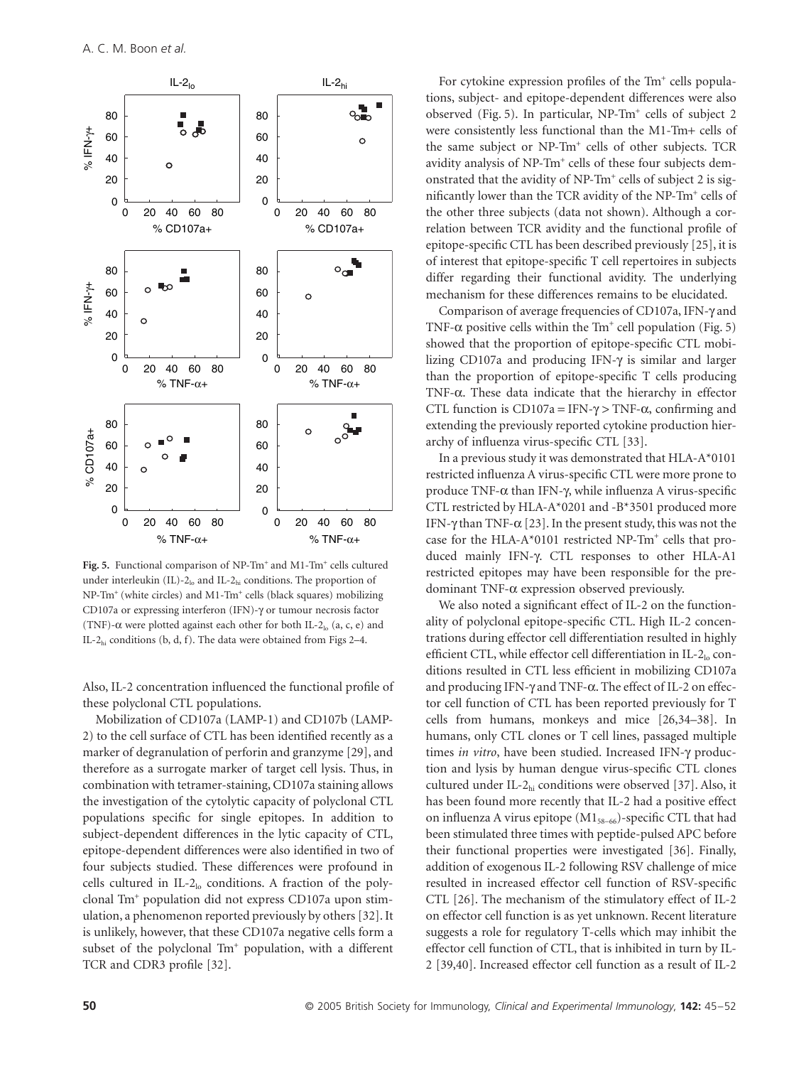Fig. 5. Functional comparison of NP-Tm+ and M1-Tm+ cells cultured under interleukin (IL)-$2_{lo}$ and IL-$2_{hi}$ conditions. The proportion of NP-Tm+ (white circles) and M1-Tm+ cells (black squares) mobilizing CD107a or expressing interferon (IFN)-γ or tumour necrosis factor (TNF)-α were plotted against each other for both IL-$2_{lo}$ (a, c, e) and IL-$2_{hi}$ conditions (b, d, f). The data were obtained from Figs 2–4.

Also, IL-2 concentration influenced the functional profile of these polyclonal CTL populations.

Mobilization of CD107a (LAMP-1) and CD107b (LAMP-2) to the cell surface of CTL has been identified recently as a marker of degranulation of perforin and granzyme [29], and therefore as a surrogate marker of target cell lysis. Thus, in combination with tetramer-staining, CD107a staining allows the investigation of the cytolytic capacity of polyclonal CTL populations specific for single epitopes. In addition to subject-dependent differences in the lytic capacity of CTL, epitope-dependent differences were also identified in two of four subjects studied. These differences were profound in cells cultured in IL-$2_{lo}$ conditions. A fraction of the polyclonal Tm+ population did not express CD107a upon stimulation, a phenomenon reported previously by others [32]. It is unlikely, however, that these CD107a negative cells form a subset of the polyclonal Tm+ population, with a different TCR and CDR3 profile [32].

For cytokine expression profiles of the Tm+ cells populations, subject- and epitope-dependent differences were also observed (Fig. 5). In particular, NP-Tm+ cells of subject 2 were consistently less functional than the M1-Tm+ cells of the same subject or NP-Tm+ cells of other subjects. TCR avidity analysis of NP-Tm+ cells of these four subjects demonstrated that the avidity of NP-Tm+ cells of subject 2 is significantly lower than the TCR avidity of the NP-Tm+ cells of the other three subjects (data not shown). Although a correlation between TCR avidity and the functional profile of epitope-specific CTL has been described previously [25], it is of interest that epitope-specific T cell repertoires in subjects differ regarding their functional avidity. The underlying mechanism for these differences remains to be elucidated.

Comparison of average frequencies of CD107a, IFN-γ and TNF-α positive cells within the Tm+ cell population (Fig. 5) showed that the proportion of epitope-specific CTL mobilizing CD107a and producing IFN-γ is similar and larger than the proportion of epitope-specific T cells producing TNF-α. These data indicate that the hierarchy in effector CTL function is CD107a = IFN-γ > TNF-α, confirming and extending the previously reported cytokine production hierarchy of influenza virus-specific CTL [33].

In a previous study it was demonstrated that HLA-A*0101 restricted influenza A virus-specific CTL were more prone to produce TNF-α than IFN-γ, while influenza A virus-specific CTL restricted by HLA-A*0201 and -B*3501 produced more IFN-γ than TNF-α [23]. In the present study, this was not the case for the HLA-A*0101 restricted NP-Tm+ cells that produced mainly IFN-γ. CTL responses to other HLA-A1 restricted epitopes may have been responsible for the predominant TNF-α expression observed previously.

We also noted a significant effect of IL-2 on the functionality of polyclonal epitope-specific CTL. High IL-2 concentrations during effector cell differentiation resulted in highly efficient CTL, while effector cell differentiation in IL-$2_{lo}$ conditions resulted in CTL less efficient in mobilizing CD107a and producing IFN-γ and TNF-α. The effect of IL-2 on effector cell function of CTL has been reported previously for T cells from humans, monkeys and mice [26,34–38]. In humans, only CTL clones or T cell lines, passaged multiple times *in vitro*, have been studied. Increased IFN-γ production and lysis by human dengue virus-specific CTL clones cultured under IL-$2_{hi}$ conditions were observed [37]. Also, it has been found more recently that IL-2 had a positive effect on influenza A virus epitope ($M1_{58-66}$)-specific CTL that had been stimulated three times with peptide-pulsed APC before their functional properties were investigated [36]. Finally, addition of exogenous IL-2 following RSV challenge of mice resulted in increased effector cell function of RSV-specific CTL [26]. The mechanism of the stimulatory effect of IL-2 on effector cell function is as yet unknown. Recent literature suggests a role for regulatory T-cells which may inhibit the effector cell function of CTL, that is inhibited in turn by IL-2 [39,40]. Increased effector cell function as a result of IL-2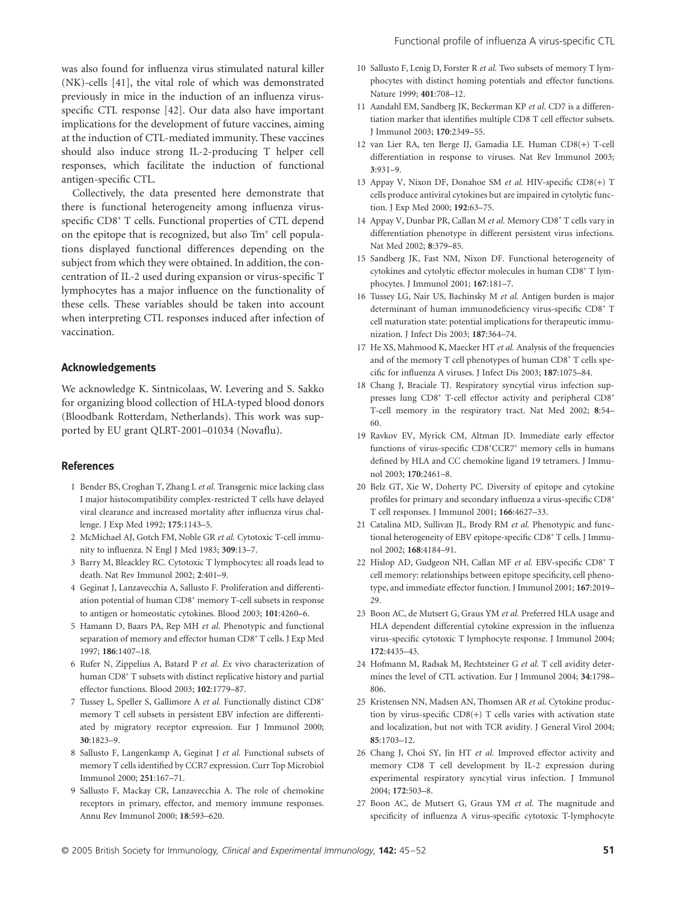was also found for influenza virus stimulated natural killer (NK)-cells [41], the vital role of which was demonstrated previously in mice in the induction of an influenza virus-specific CTL response [42]. Our data also have important implications for the development of future vaccines, aiming at the induction of CTL-mediated immunity. These vaccines should also induce strong IL-2-producing T helper cell responses, which facilitate the induction of functional antigen-specific CTL.

Collectively, the data presented here demonstrate that there is functional heterogeneity among influenza virus-specific CD8+ T cells. Functional properties of CTL depend on the epitope that is recognized, but also Tm+ cell populations displayed functional differences depending on the subject from which they were obtained. In addition, the concentration of IL-2 used during expansion or virus-specific T lymphocytes has a major influence on the functionality of these cells. These variables should be taken into account when interpreting CTL responses induced after infection of vaccination.

## Acknowledgements

We acknowledge K. Sintnicolaas, W. Levering and S. Sakko for organizing blood collection of HLA-typed blood donors (Bloodbank Rotterdam, Netherlands). This work was supported by EU grant QLRT-2001–01034 (Novaflu).

## References

1. Bender BS, Croghan T, Zhang L *et al.* Transgenic mice lacking class I major histocompatibility complex-restricted T cells have delayed viral clearance and increased mortality after influenza virus challenge. J Exp Med 1992; **175**:1143–5.
2. McMichael AJ, Gotch FM, Noble GR *et al.* Cytotoxic T-cell immunity to influenza. N Engl J Med 1983; **309**:13–7.
3. Barry M, Bleackley RC. Cytotoxic T lymphocytes: all roads lead to death. Nat Rev Immunol 2002; **2**:401–9.
4. Geginat J, Lanzavecchia A, Sallusto F. Proliferation and differentiation potential of human CD8+ memory T-cell subsets in response to antigen or homeostatic cytokines. Blood 2003; **101**:4260–6.
5. Hamann D, Baars PA, Rep MH *et al.* Phenotypic and functional separation of memory and effector human CD8+ T cells. J Exp Med 1997; **186**:1407–18.
6. Rufer N, Zippelius A, Batard P *et al. Ex* vivo characterization of human CD8+ T subsets with distinct replicative history and partial effector functions. Blood 2003; **102**:1779–87.
7. Tussey L, Speller S, Gallimore A *et al.* Functionally distinct CD8+ memory T cell subsets in persistent EBV infection are differentiated by migratory receptor expression. Eur J Immunol 2000; **30**:1823–9.
8. Sallusto F, Langenkamp A, Geginat J *et al.* Functional subsets of memory T cells identified by CCR7 expression. Curr Top Microbiol Immunol 2000; **251**:167–71.
9. Sallusto F, Mackay CR, Lanzavecchia A. The role of chemokine receptors in primary, effector, and memory immune responses. Annu Rev Immunol 2000; **18**:593–620.
10. Sallusto F, Lenig D, Forster R *et al.* Two subsets of memory T lymphocytes with distinct homing potentials and effector functions. Nature 1999; **401**:708–12.
11. Aandahl EM, Sandberg JK, Beckerman KP *et al.* CD7 is a differentiation marker that identifies multiple CD8 T cell effector subsets. J Immunol 2003; **170**:2349–55.
12. van Lier RA, ten Berge IJ, Gamadia LE. Human CD8(+) T-cell differentiation in response to viruses. Nat Rev Immunol 2003; **3**:931–9.
13. Appay V, Nixon DF, Donahoe SM *et al.* HIV-specific CD8(+) T cells produce antiviral cytokines but are impaired in cytolytic function. J Exp Med 2000; **192**:63–75.
14. Appay V, Dunbar PR, Callan M *et al.* Memory CD8+ T cells vary in differentiation phenotype in different persistent virus infections. Nat Med 2002; **8**:379–85.
15. Sandberg JK, Fast NM, Nixon DF. Functional heterogeneity of cytokines and cytolytic effector molecules in human CD8+ T lymphocytes. J Immunol 2001; **167**:181–7.
16. Tussey LG, Nair US, Bachinsky M *et al.* Antigen burden is major determinant of human immunodeficiency virus-specific CD8+ T cell maturation state: potential implications for therapeutic immunization. J Infect Dis 2003; **187**:364–74.
17. He XS, Mahmood K, Maecker HT *et al.* Analysis of the frequencies and of the memory T cell phenotypes of human CD8+ T cells specific for influenza A viruses. J Infect Dis 2003; **187**:1075–84.
18. Chang J, Braciale TJ. Respiratory syncytial virus infection suppresses lung CD8+ T-cell effector activity and peripheral CD8+ T-cell memory in the respiratory tract. Nat Med 2002; **8**:54–60.
19. Ravkov EV, Myrick CM, Altman JD. Immediate early effector functions of virus-specific CD8+CCR7+ memory cells in humans defined by HLA and CC chemokine ligand 19 tetramers. J Immunol 2003; **170**:2461–8.
20. Belz GT, Xie W, Doherty PC. Diversity of epitope and cytokine profiles for primary and secondary influenza a virus-specific CD8+ T cell responses. J Immunol 2001; **166**:4627–33.
21. Catalina MD, Sullivan JL, Brody RM *et al.* Phenotypic and functional heterogeneity of EBV epitope-specific CD8+ T cells. J Immunol 2002; **168**:4184–91.
22. Hislop AD, Gudgeon NH, Callan MF *et al.* EBV-specific CD8+ T cell memory: relationships between epitope specificity, cell phenotype, and immediate effector function. J Immunol 2001; **167**:2019–29.
23. Boon AC, de Mutsert G, Graus YM *et al.* Preferred HLA usage and HLA dependent differential cytokine expression in the influenza virus-specific cytotoxic T lymphocyte response. J Immunol 2004; **172**:4435–43.
24. Hofmann M, Radsak M, Rechtsteiner G *et al.* T cell avidity determines the level of CTL activation. Eur J Immunol 2004; **34**:1798–806.
25. Kristensen NN, Madsen AN, Thomsen AR *et al.* Cytokine production by virus-specific CD8(+) T cells varies with activation state and localization, but not with TCR avidity. J General Virol 2004; **85**:1703–12.
26. Chang J, Choi SY, Jin HT *et al.* Improved effector activity and memory CD8 T cell development by IL-2 expression during experimental respiratory syncytial virus infection. J Immunol 2004; **172**:503–8.
27. Boon AC, de Mutsert G, Graus YM *et al.* The magnitude and specificity of influenza A virus-specific cytotoxic T-lymphocyte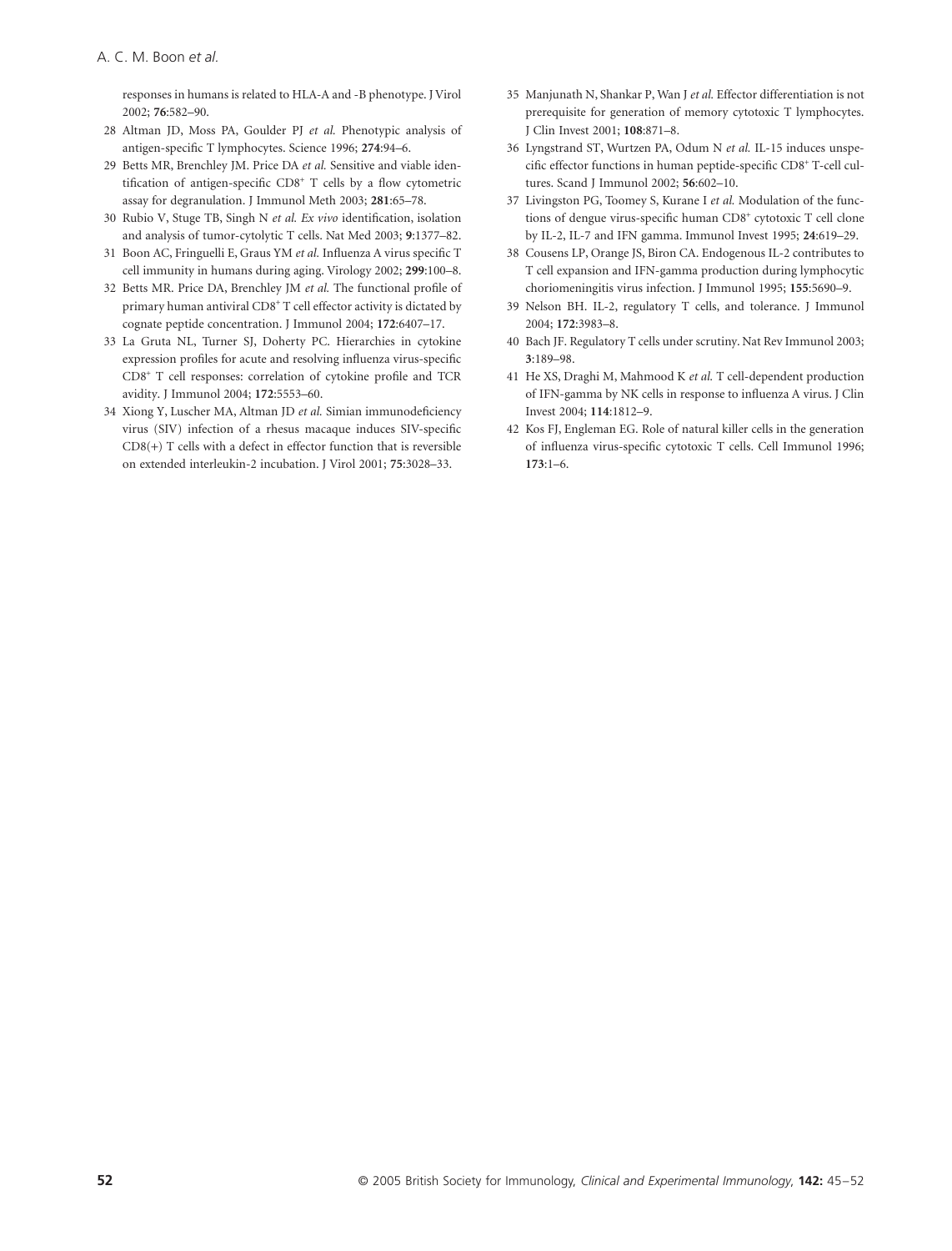responses in humans is related to HLA-A and -B phenotype. J Virol 2002; **76**:582–90.

28 Altman JD, Moss PA, Goulder PJ *et al.* Phenotypic analysis of antigen-specific T lymphocytes. Science 1996; **274**:94–6.

29 Betts MR, Brenchley JM. Price DA *et al.* Sensitive and viable identification of antigen-specific CD8+ T cells by a flow cytometric assay for degranulation. J Immunol Meth 2003; **281**:65–78.

30 Rubio V, Stuge TB, Singh N *et al. Ex vivo* identification, isolation and analysis of tumor-cytolytic T cells. Nat Med 2003; **9**:1377–82.

31 Boon AC, Fringuelli E, Graus YM *et al.* Influenza A virus specific T cell immunity in humans during aging. Virology 2002; **299**:100–8.

32 Betts MR. Price DA, Brenchley JM *et al.* The functional profile of primary human antiviral CD8+ T cell effector activity is dictated by cognate peptide concentration. J Immunol 2004; **172**:6407–17.

33 La Gruta NL, Turner SJ, Doherty PC. Hierarchies in cytokine expression profiles for acute and resolving influenza virus-specific CD8+ T cell responses: correlation of cytokine profile and TCR avidity. J Immunol 2004; **172**:5553–60.

34 Xiong Y, Luscher MA, Altman JD *et al.* Simian immunodeficiency virus (SIV) infection of a rhesus macaque induces SIV-specific CD8(+) T cells with a defect in effector function that is reversible on extended interleukin-2 incubation. J Virol 2001; **75**:3028–33.

35 Manjunath N, Shankar P, Wan J *et al.* Effector differentiation is not prerequisite for generation of memory cytotoxic T lymphocytes. J Clin Invest 2001; **108**:871–8.

36 Lyngstrand ST, Wurtzen PA, Odum N *et al.* IL-15 induces unspecific effector functions in human peptide-specific CD8+ T-cell cultures. Scand J Immunol 2002; **56**:602–10.

37 Livingston PG, Toomey S, Kurane I *et al.* Modulation of the functions of dengue virus-specific human CD8+ cytotoxic T cell clone by IL-2, IL-7 and IFN gamma. Immunol Invest 1995; **24**:619–29.

38 Cousens LP, Orange JS, Biron CA. Endogenous IL-2 contributes to T cell expansion and IFN-gamma production during lymphocytic choriomeningitis virus infection. J Immunol 1995; **155**:5690–9.

39 Nelson BH. IL-2, regulatory T cells, and tolerance. J Immunol 2004; **172**:3983–8.

40 Bach JF. Regulatory T cells under scrutiny. Nat Rev Immunol 2003; **3**:189–98.

41 He XS, Draghi M, Mahmood K *et al.* T cell-dependent production of IFN-gamma by NK cells in response to influenza A virus. J Clin Invest 2004; **114**:1812–9.

42 Kos FJ, Engleman EG. Role of natural killer cells in the generation of influenza virus-specific cytotoxic T cells. Cell Immunol 1996; **173**:1–6.